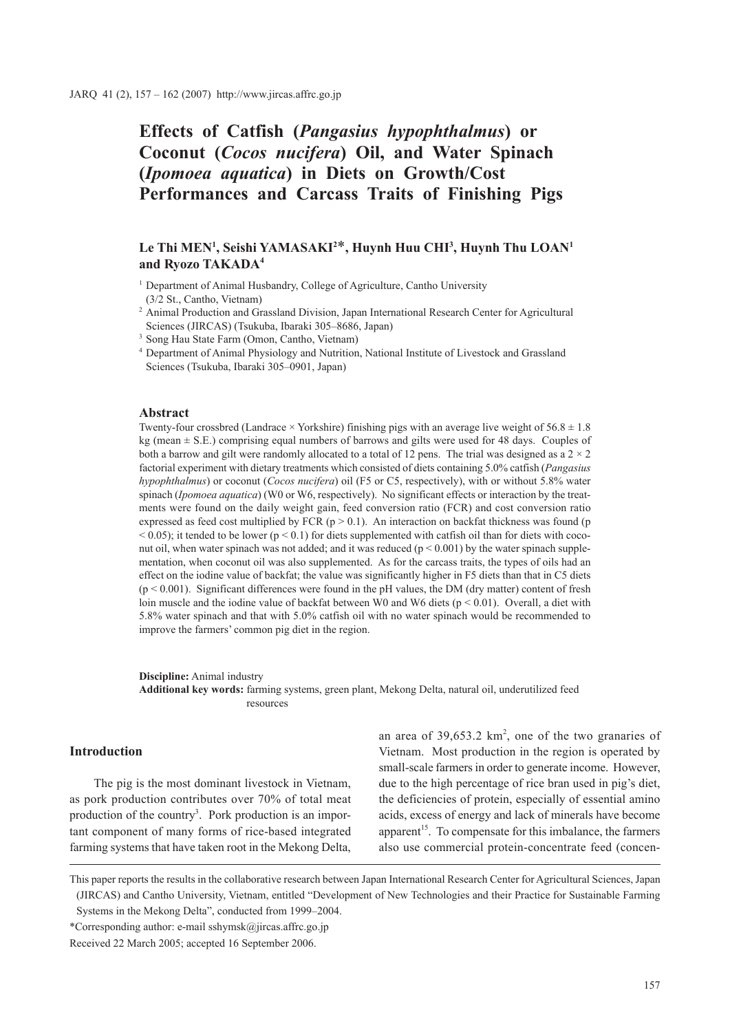# Effects of Catfish (*Pangasius hypophthalmus*) or Coconut (*Cocos nucifera*) Oil, and Water Spinach (*Ipomoea aquatica*) in Diets on Growth/Cost Performances and Carcass Traits of Finishing Pigs

**Le Thi MEN[1], Seishi YAMASAKI[2]*, Huynh Huu CHI[3], Huynh Thu LOAN[1] and Ryozo TAKADA[4]**

[1] Department of Animal Husbandry, College of Agriculture, Cantho University (3/2 St., Cantho, Vietnam)

[2] Animal Production and Grassland Division, Japan International Research Center for Agricultural Sciences (JIRCAS) (Tsukuba, Ibaraki 305–8686, Japan)

[3] Song Hau State Farm (Omon, Cantho, Vietnam)

[4] Department of Animal Physiology and Nutrition, National Institute of Livestock and Grassland Sciences (Tsukuba, Ibaraki 305–0901, Japan)

## Abstract

Twenty-four crossbred (Landrace × Yorkshire) finishing pigs with an average live weight of 56.8 ± 1.8 kg (mean ± S.E.) comprising equal numbers of barrows and gilts were used for 48 days. Couples of both a barrow and gilt were randomly allocated to a total of 12 pens. The trial was designed as a 2 × 2 factorial experiment with dietary treatments which consisted of diets containing 5.0% catfish (*Pangasius hypophthalmus*) or coconut (*Cocos nucifera*) oil (F5 or C5, respectively), with or without 5.8% water spinach (*Ipomoea aquatica*) (W0 or W6, respectively). No significant effects or interaction by the treatments were found on the daily weight gain, feed conversion ratio (FCR) and cost conversion ratio expressed as feed cost multiplied by FCR ($p > 0.1$). An interaction on backfat thickness was found ($p < 0.05$); it tended to be lower ($p < 0.1$) for diets supplemented with catfish oil than for diets with coconut oil, when water spinach was not added; and it was reduced ($p < 0.001$) by the water spinach supplementation, when coconut oil was also supplemented. As for the carcass traits, the types of oils had an effect on the iodine value of backfat; the value was significantly higher in F5 diets than that in C5 diets ($p < 0.001$). Significant differences were found in the pH values, the DM (dry matter) content of fresh loin muscle and the iodine value of backfat between W0 and W6 diets ($p < 0.01$). Overall, a diet with 5.8% water spinach and that with 5.0% catfish oil with no water spinach would be recommended to improve the farmers' common pig diet in the region.

**Discipline:** Animal industry

**Additional key words:** farming systems, green plant, Mekong Delta, natural oil, underutilized feed resources

## Introduction

The pig is the most dominant livestock in Vietnam, as pork production contributes over 70% of total meat production of the country[3]. Pork production is an important component of many forms of rice-based integrated farming systems that have taken root in the Mekong Delta, an area of 39,653.2 km$^2$, one of the two granaries of Vietnam. Most production in the region is operated by small-scale farmers in order to generate income. However, due to the high percentage of rice bran used in pig's diet, the deficiencies of protein, especially of essential amino acids, excess of energy and lack of minerals have become apparent[15]. To compensate for this imbalance, the farmers also use commercial protein-concentrate feed (concen-

This paper reports the results in the collaborative research between Japan International Research Center for Agricultural Sciences, Japan (JIRCAS) and Cantho University, Vietnam, entitled "Development of New Technologies and their Practice for Sustainable Farming Systems in the Mekong Delta", conducted from 1999–2004.

*Corresponding author: e-mail sshymsk@jircas.affrc.go.jp

Received 22 March 2005; accepted 16 September 2006.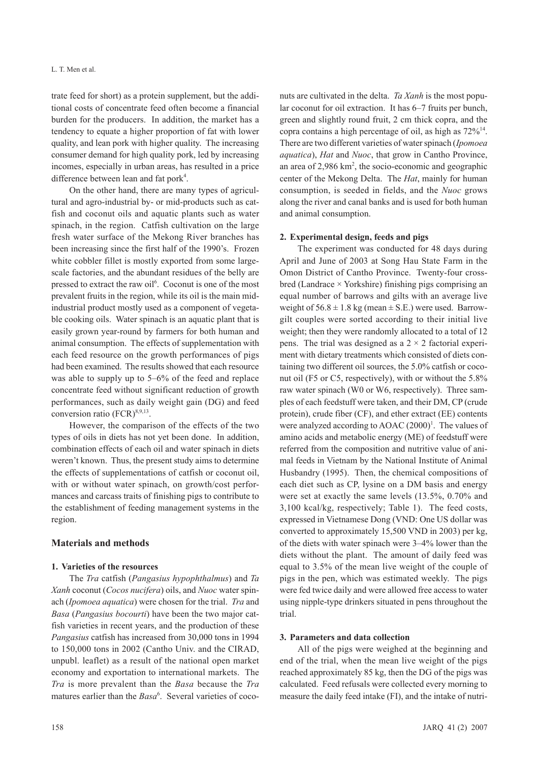trate feed for short) as a protein supplement, but the additional costs of concentrate feed often become a financial burden for the producers. In addition, the market has a tendency to equate a higher proportion of fat with lower quality, and lean pork with higher quality. The increasing consumer demand for high quality pork, led by increasing incomes, especially in urban areas, has resulted in a price difference between lean and fat pork[4].

On the other hand, there are many types of agricultural and agro-industrial by- or mid-products such as catfish and coconut oils and aquatic plants such as water spinach, in the region. Catfish cultivation on the large fresh water surface of the Mekong River branches has been increasing since the first half of the 1990's. Frozen white cobbler fillet is mostly exported from some large-scale factories, and the abundant residues of the belly are pressed to extract the raw oil[6]. Coconut is one of the most prevalent fruits in the region, while its oil is the main mid-industrial product mostly used as a component of vegetable cooking oils. Water spinach is an aquatic plant that is easily grown year-round by farmers for both human and animal consumption. The effects of supplementation with each feed resource on the growth performances of pigs had been examined. The results showed that each resource was able to supply up to 5–6% of the feed and replace concentrate feed without significant reduction of growth performances, such as daily weight gain (DG) and feed conversion ratio (FCR)[8,9,13].

However, the comparison of the effects of the two types of oils in diets has not yet been done. In addition, combination effects of each oil and water spinach in diets weren't known. Thus, the present study aims to determine the effects of supplementations of catfish or coconut oil, with or without water spinach, on growth/cost performances and carcass traits of finishing pigs to contribute to the establishment of feeding management systems in the region.

## Materials and methods

### 1. Varieties of the resources

The *Tra* catfish (*Pangasius hypophthalmus*) and *Ta Xanh* coconut (*Cocos nucifera*) oils, and *Nuoc* water spinach (*Ipomoea aquatica*) were chosen for the trial. *Tra* and *Basa* (*Pangasius bocourti*) have been the two major catfish varieties in recent years, and the production of these *Pangasius* catfish has increased from 30,000 tons in 1994 to 150,000 tons in 2002 (Cantho Univ. and the CIRAD, unpubl. leaflet) as a result of the national open market economy and exportation to international markets. The *Tra* is more prevalent than the *Basa* because the *Tra* matures earlier than the *Basa*[6]. Several varieties of coconuts are cultivated in the delta. *Ta Xanh* is the most popular coconut for oil extraction. It has 6–7 fruits per bunch, green and slightly round fruit, 2 cm thick copra, and the copra contains a high percentage of oil, as high as 72%[14]. There are two different varieties of water spinach (*Ipomoea aquatica*), *Hat* and *Nuoc*, that grow in Cantho Province, an area of 2,986 km$^2$, the socio-economic and geographic center of the Mekong Delta. The *Hat*, mainly for human consumption, is seeded in fields, and the *Nuoc* grows along the river and canal banks and is used for both human and animal consumption.

### 2. Experimental design, feeds and pigs

The experiment was conducted for 48 days during April and June of 2003 at Song Hau State Farm in the Omon District of Cantho Province. Twenty-four crossbred (Landrace × Yorkshire) finishing pigs comprising an equal number of barrows and gilts with an average live weight of 56.8 ± 1.8 kg (mean ± S.E.) were used. Barrow-gilt couples were sorted according to their initial live weight; then they were randomly allocated to a total of 12 pens. The trial was designed as a 2 × 2 factorial experiment with dietary treatments which consisted of diets containing two different oil sources, the 5.0% catfish or coconut oil (F5 or C5, respectively), with or without the 5.8% raw water spinach (W0 or W6, respectively). Three samples of each feedstuff were taken, and their DM, CP (crude protein), crude fiber (CF), and ether extract (EE) contents were analyzed according to AOAC (2000)[1]. The values of amino acids and metabolic energy (ME) of feedstuff were referred from the composition and nutritive value of animal feeds in Vietnam by the National Institute of Animal Husbandry (1995). Then, the chemical compositions of each diet such as CP, lysine on a DM basis and energy were set at exactly the same levels (13.5%, 0.70% and 3,100 kcal/kg, respectively; Table 1). The feed costs, expressed in Vietnamese Dong (VND: One US dollar was converted to approximately 15,500 VND in 2003) per kg, of the diets with water spinach were 3–4% lower than the diets without the plant. The amount of daily feed was equal to 3.5% of the mean live weight of the couple of pigs in the pen, which was estimated weekly. The pigs were fed twice daily and were allowed free access to water using nipple-type drinkers situated in pens throughout the trial.

### 3. Parameters and data collection

All of the pigs were weighed at the beginning and end of the trial, when the mean live weight of the pigs reached approximately 85 kg, then the DG of the pigs was calculated. Feed refusals were collected every morning to measure the daily feed intake (FI), and the intake of nutri-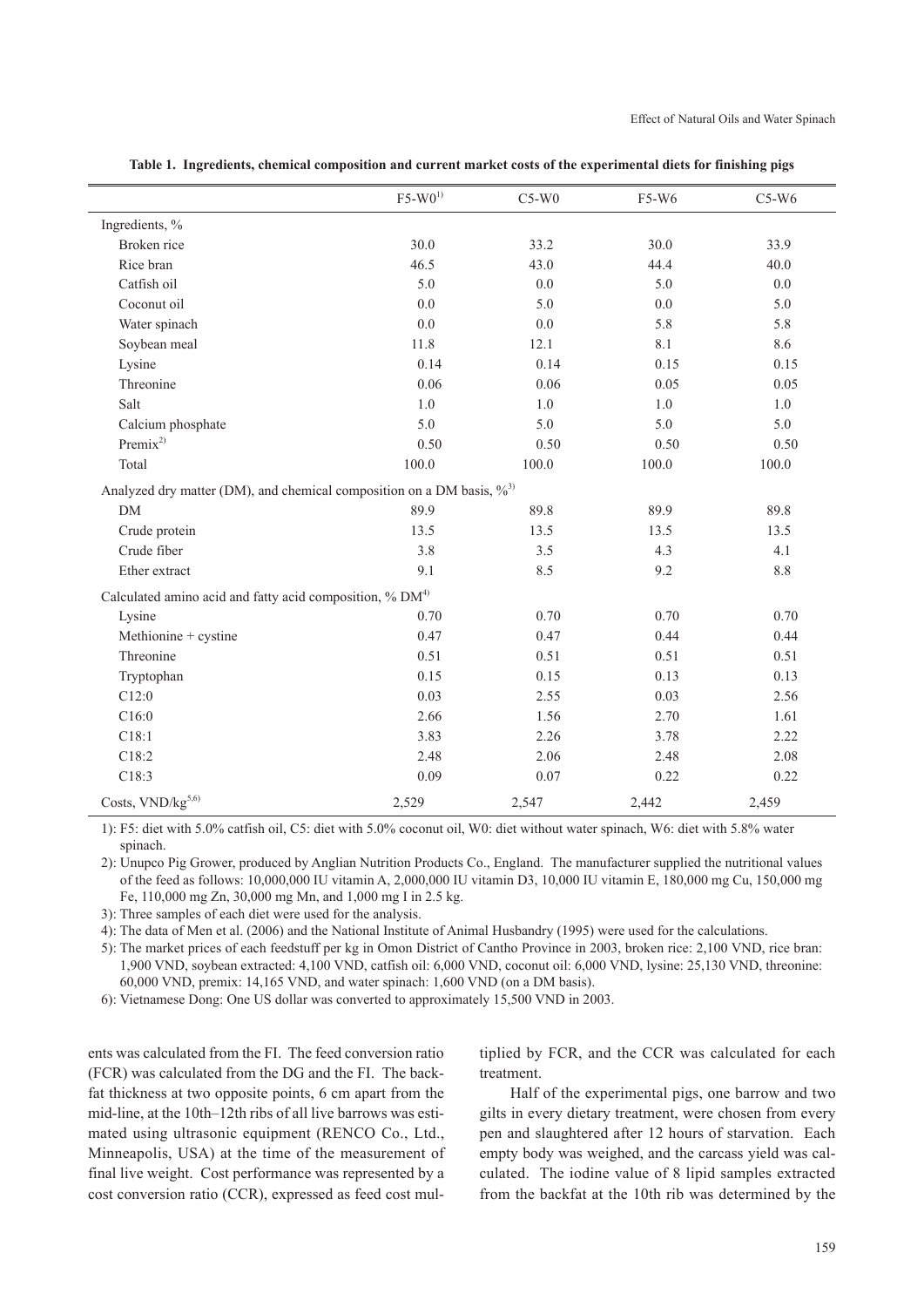**Table 1. Ingredients, chemical composition and current market costs of the experimental diets for finishing pigs**

| | F5-W0[1)] | C5-W0 | F5-W6 | C5-W6 |
|---|---|---|---|---|
| Ingredients, % | | | | |
| Broken rice | 30.0 | 33.2 | 30.0 | 33.9 |
| Rice bran | 46.5 | 43.0 | 44.4 | 40.0 |
| Catfish oil | 5.0 | 0.0 | 5.0 | 0.0 |
| Coconut oil | 0.0 | 5.0 | 0.0 | 5.0 |
| Water spinach | 0.0 | 0.0 | 5.8 | 5.8 |
| Soybean meal | 11.8 | 12.1 | 8.1 | 8.6 |
| Lysine | 0.14 | 0.14 | 0.15 | 0.15 |
| Threonine | 0.06 | 0.06 | 0.05 | 0.05 |
| Salt | 1.0 | 1.0 | 1.0 | 1.0 |
| Calcium phosphate | 5.0 | 5.0 | 5.0 | 5.0 |
| Premix[2)] | 0.50 | 0.50 | 0.50 | 0.50 |
| Total | 100.0 | 100.0 | 100.0 | 100.0 |
| Analyzed dry matter (DM), and chemical composition on a DM basis, %[3)] | | | | |
| DM | 89.9 | 89.8 | 89.9 | 89.8 |
| Crude protein | 13.5 | 13.5 | 13.5 | 13.5 |
| Crude fiber | 3.8 | 3.5 | 4.3 | 4.1 |
| Ether extract | 9.1 | 8.5 | 9.2 | 8.8 |
| Calculated amino acid and fatty acid composition, % DM[4)] | | | | |
| Lysine | 0.70 | 0.70 | 0.70 | 0.70 |
| Methionine + cystine | 0.47 | 0.47 | 0.44 | 0.44 |
| Threonine | 0.51 | 0.51 | 0.51 | 0.51 |
| Tryptophan | 0.15 | 0.15 | 0.13 | 0.13 |
| C12:0 | 0.03 | 2.55 | 0.03 | 2.56 |
| C16:0 | 2.66 | 1.56 | 2.70 | 1.61 |
| C18:1 | 3.83 | 2.26 | 3.78 | 2.22 |
| C18:2 | 2.48 | 2.06 | 2.48 | 2.08 |
| C18:3 | 0.09 | 0.07 | 0.22 | 0.22 |
| Costs, VND/kg[5,6)] | 2,529 | 2,547 | 2,442 | 2,459 |

1): F5: diet with 5.0% catfish oil, C5: diet with 5.0% coconut oil, W0: diet without water spinach, W6: diet with 5.8% water spinach.

2): Unupco Pig Grower, produced by Anglian Nutrition Products Co., England. The manufacturer supplied the nutritional values of the feed as follows: 10,000,000 IU vitamin A, 2,000,000 IU vitamin D3, 10,000 IU vitamin E, 180,000 mg Cu, 150,000 mg Fe, 110,000 mg Zn, 30,000 mg Mn, and 1,000 mg I in 2.5 kg.

3): Three samples of each diet were used for the analysis.

4): The data of Men et al. (2006) and the National Institute of Animal Husbandry (1995) were used for the calculations.

5): The market prices of each feedstuff per kg in Omon District of Cantho Province in 2003, broken rice: 2,100 VND, rice bran: 1,900 VND, soybean extracted: 4,100 VND, catfish oil: 6,000 VND, coconut oil: 6,000 VND, lysine: 25,130 VND, threonine: 60,000 VND, premix: 14,165 VND, and water spinach: 1,600 VND (on a DM basis).

6): Vietnamese Dong: One US dollar was converted to approximately 15,500 VND in 2003.

ents was calculated from the FI. The feed conversion ratio (FCR) was calculated from the DG and the FI. The backfat thickness at two opposite points, 6 cm apart from the mid-line, at the 10th–12th ribs of all live barrows was estimated using ultrasonic equipment (RENCO Co., Ltd., Minneapolis, USA) at the time of the measurement of final live weight. Cost performance was represented by a cost conversion ratio (CCR), expressed as feed cost multiplied by FCR, and the CCR was calculated for each treatment.

Half of the experimental pigs, one barrow and two gilts in every dietary treatment, were chosen from every pen and slaughtered after 12 hours of starvation. Each empty body was weighed, and the carcass yield was calculated. The iodine value of 8 lipid samples extracted from the backfat at the 10th rib was determined by the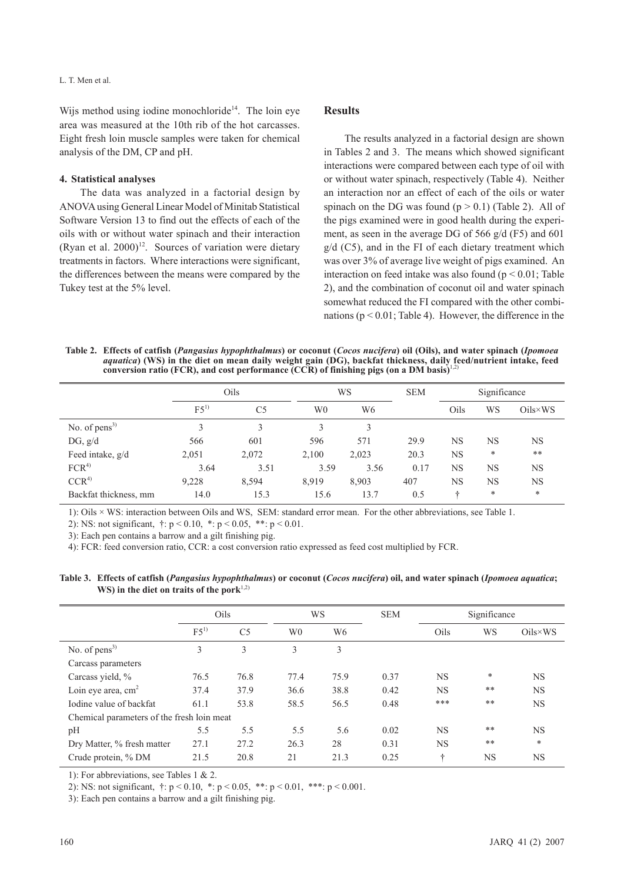Wijs method using iodine monochloride[14]. The loin eye area was measured at the 10th rib of the hot carcasses. Eight fresh loin muscle samples were taken for chemical analysis of the DM, CP and pH.

### 4. Statistical analyses

The data was analyzed in a factorial design by ANOVA using General Linear Model of Minitab Statistical Software Version 13 to find out the effects of each of the oils with or without water spinach and their interaction (Ryan et al. 2000)[12]. Sources of variation were dietary treatments in factors. Where interactions were significant, the differences between the means were compared by the Tukey test at the 5% level.

## Results

The results analyzed in a factorial design are shown in Tables 2 and 3. The means which showed significant interactions were compared between each type of oil with or without water spinach, respectively (Table 4). Neither an interaction nor an effect of each of the oils or water spinach on the DG was found ($p > 0.1$) (Table 2). All of the pigs examined were in good health during the experiment, as seen in the average DG of 566 g/d (F5) and 601 g/d (C5), and in the FI of each dietary treatment which was over 3% of average live weight of pigs examined. An interaction on feed intake was also found ($p < 0.01$; Table 2), and the combination of coconut oil and water spinach somewhat reduced the FI compared with the other combinations ($p < 0.01$; Table 4). However, the difference in the

**Table 2. Effects of catfish (*Pangasius hypophthalmus*) or coconut (*Cocos nucifera*) oil (Oils), and water spinach (*Ipomoea aquatica*) (WS) in the diet on mean daily weight gain (DG), backfat thickness, daily feed/nutrient intake, feed conversion ratio (FCR), and cost performance (CCR) of finishing pigs (on a DM basis)[1,2]**

| | Oils | | WS | | SEM | Significance | | |
|---|---|---|---|---|---|---|---|---|
| | F5[1] | C5 | W0 | W6 | | Oils | WS | Oils×WS |
| No. of pens[3] | 3 | 3 | 3 | 3 | | | | |
| DG, g/d | 566 | 601 | 596 | 571 | 29.9 | NS | NS | NS |
| Feed intake, g/d | 2,051 | 2,072 | 2,100 | 2,023 | 20.3 | NS | * | ** |
| FCR[4] | 3.64 | 3.51 | 3.59 | 3.56 | 0.17 | NS | NS | NS |
| CCR[4] | 9,228 | 8,594 | 8,919 | 8,903 | 407 | NS | NS | NS |
| Backfat thickness, mm | 14.0 | 15.3 | 15.6 | 13.7 | 0.5 | † | * | * |

1): Oils × WS: interaction between Oils and WS, SEM: standard error mean. For the other abbreviations, see Table 1.

2): NS: not significant, †: $p < 0.10$, *: $p < 0.05$, **: $p < 0.01$.

3): Each pen contains a barrow and a gilt finishing pig.

4): FCR: feed conversion ratio, CCR: a cost conversion ratio expressed as feed cost multiplied by FCR.

**Table 3. Effects of catfish (*Pangasius hypophthalmus*) or coconut (*Cocos nucifera*) oil, and water spinach (*Ipomoea aquatica*; WS) in the diet on traits of the pork[1,2]**

| | Oils | | WS | | SEM | Significance | | |
|---|---|---|---|---|---|---|---|---|
| | F5[1] | C5 | W0 | W6 | | Oils | WS | Oils×WS |
| No. of pens[3] | 3 | 3 | 3 | 3 | | | | |
| Carcass parameters | | | | | | | | |
| Carcass yield, % | 76.5 | 76.8 | 77.4 | 75.9 | 0.37 | NS | * | NS |
| Loin eye area, cm$^2$ | 37.4 | 37.9 | 36.6 | 38.8 | 0.42 | NS | ** | NS |
| Iodine value of backfat | 61.1 | 53.8 | 58.5 | 56.5 | 0.48 | *** | ** | NS |
| Chemical parameters of the fresh loin meat | | | | | | | | |
| pH | 5.5 | 5.5 | 5.5 | 5.6 | 0.02 | NS | ** | NS |
| Dry Matter, % fresh matter | 27.1 | 27.2 | 26.3 | 28 | 0.31 | NS | ** | * |
| Crude protein, % DM | 21.5 | 20.8 | 21 | 21.3 | 0.25 | † | NS | NS |

1): For abbreviations, see Tables 1 & 2.

2): NS: not significant, †: $p < 0.10$, *: $p < 0.05$, **: $p < 0.01$, ***: $p < 0.001$.

3): Each pen contains a barrow and a gilt finishing pig.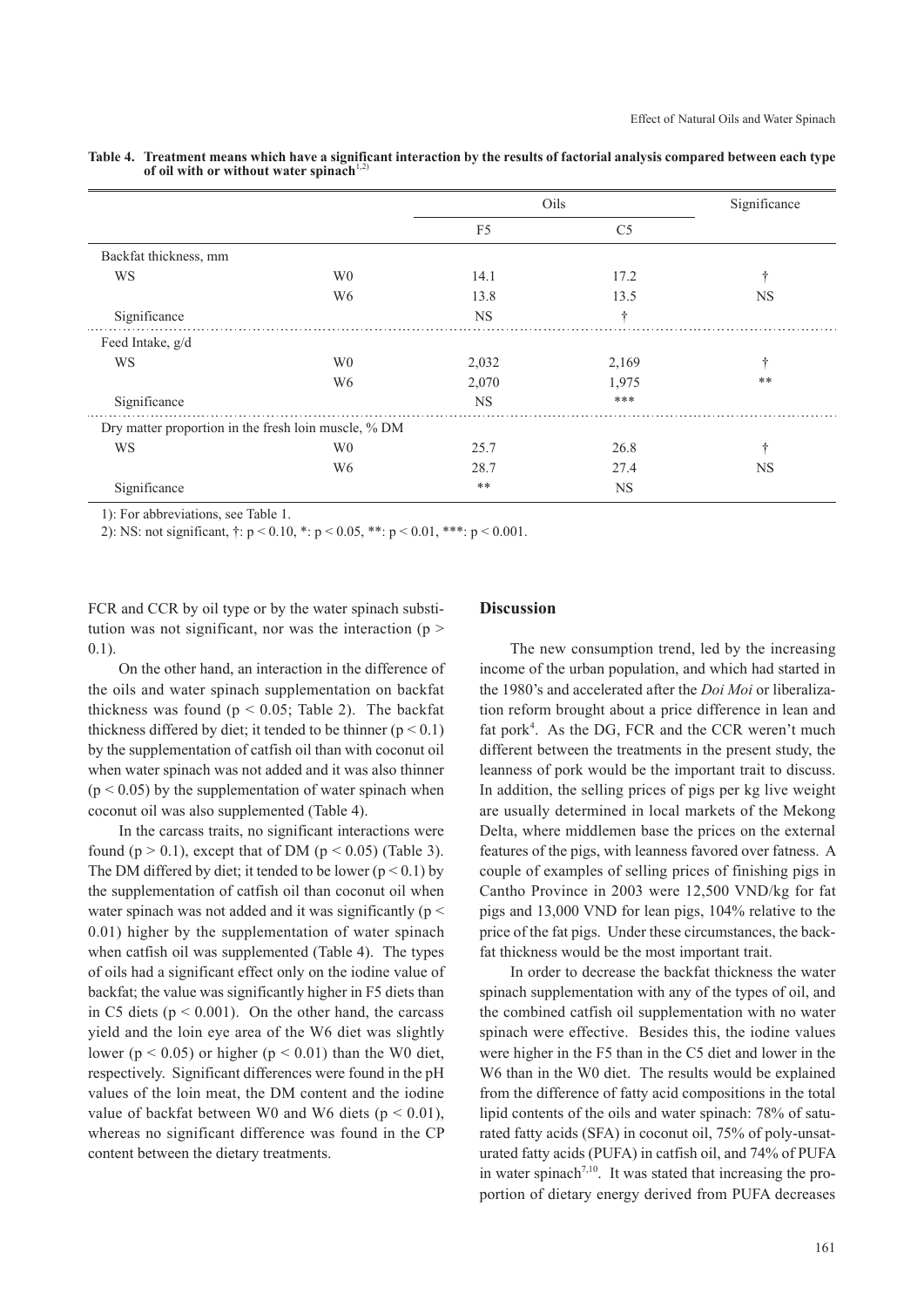**Table 4. Treatment means which have a significant interaction by the results of factorial analysis compared between each type of oil with or without water spinach[1,2)]**

| | | Oils | | Significance |
|---|---|---|---|---|
| | | F5 | C5 | |
| Backfat thickness, mm | | | | |
| WS | W0 | 14.1 | 17.2 | † |
| | W6 | 13.8 | 13.5 | NS |
| Significance | | NS | † | |
| Feed Intake, g/d | | | | |
| WS | W0 | 2,032 | 2,169 | † |
| | W6 | 2,070 | 1,975 | ** |
| Significance | | NS | *** | |
| Dry matter proportion in the fresh loin muscle, % DM | | | | |
| WS | W0 | 25.7 | 26.8 | † |
| | W6 | 28.7 | 27.4 | NS |
| Significance | | ** | NS | |

1): For abbreviations, see Table 1.

2): NS: not significant, †: $p < 0.10$, *: $p < 0.05$, **: $p < 0.01$, ***: $p < 0.001$.

FCR and CCR by oil type or by the water spinach substitution was not significant, nor was the interaction ($p > 0.1$).

On the other hand, an interaction in the difference of the oils and water spinach supplementation on backfat thickness was found ($p < 0.05$; Table 2). The backfat thickness differed by diet; it tended to be thinner ($p < 0.1$) by the supplementation of catfish oil than with coconut oil when water spinach was not added and it was also thinner ($p < 0.05$) by the supplementation of water spinach when coconut oil was also supplemented (Table 4).

In the carcass traits, no significant interactions were found ($p > 0.1$), except that of DM ($p < 0.05$) (Table 3). The DM differed by diet; it tended to be lower ($p < 0.1$) by the supplementation of catfish oil than coconut oil when water spinach was not added and it was significantly ($p < 0.01$) higher by the supplementation of water spinach when catfish oil was supplemented (Table 4). The types of oils had a significant effect only on the iodine value of backfat; the value was significantly higher in F5 diets than in C5 diets ($p < 0.001$). On the other hand, the carcass yield and the loin eye area of the W6 diet was slightly lower ($p < 0.05$) or higher ($p < 0.01$) than the W0 diet, respectively. Significant differences were found in the pH values of the loin meat, the DM content and the iodine value of backfat between W0 and W6 diets ($p < 0.01$), whereas no significant difference was found in the CP content between the dietary treatments.

## Discussion

The new consumption trend, led by the increasing income of the urban population, and which had started in the 1980's and accelerated after the *Doi Moi* or liberalization reform brought about a price difference in lean and fat pork[4]. As the DG, FCR and the CCR weren't much different between the treatments in the present study, the leanness of pork would be the important trait to discuss. In addition, the selling prices of pigs per kg live weight are usually determined in local markets of the Mekong Delta, where middlemen base the prices on the external features of the pigs, with leanness favored over fatness. A couple of examples of selling prices of finishing pigs in Cantho Province in 2003 were 12,500 VND/kg for fat pigs and 13,000 VND for lean pigs, 104% relative to the price of the fat pigs. Under these circumstances, the backfat thickness would be the most important trait.

In order to decrease the backfat thickness the water spinach supplementation with any of the types of oil, and the combined catfish oil supplementation with no water spinach were effective. Besides this, the iodine values were higher in the F5 than in the C5 diet and lower in the W6 than in the W0 diet. The results would be explained from the difference of fatty acid compositions in the total lipid contents of the oils and water spinach: 78% of saturated fatty acids (SFA) in coconut oil, 75% of poly-unsaturated fatty acids (PUFA) in catfish oil, and 74% of PUFA in water spinach[7,10]. It was stated that increasing the proportion of dietary energy derived from PUFA decreases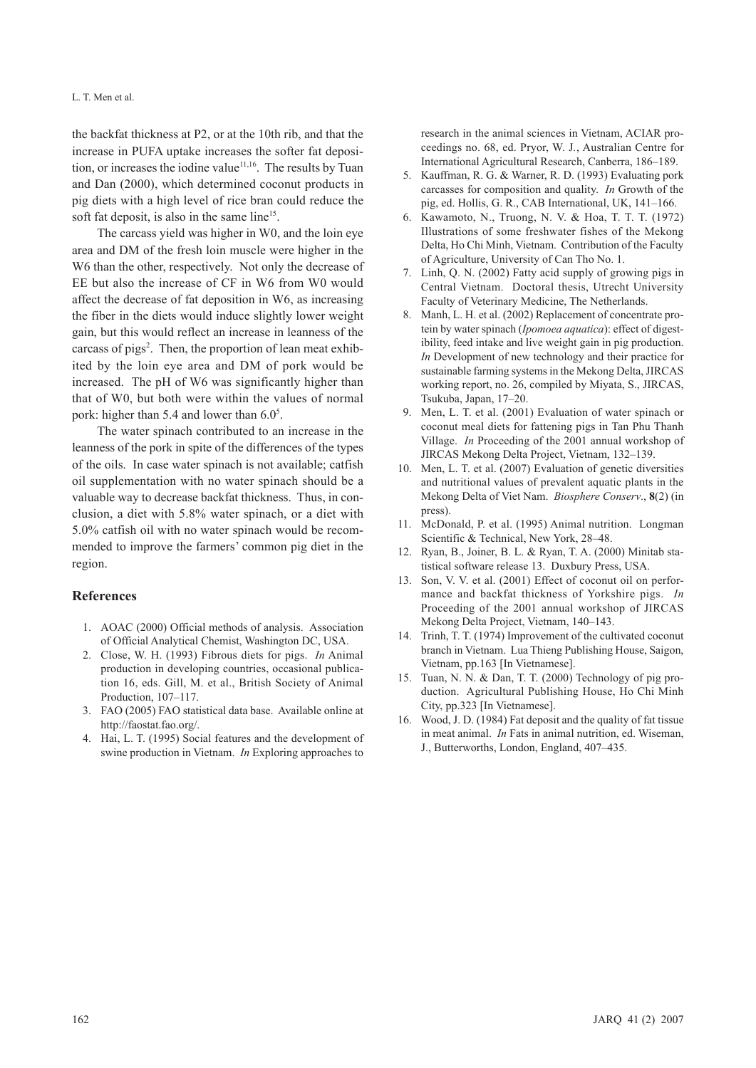the backfat thickness at P2, or at the 10th rib, and that the increase in PUFA uptake increases the softer fat deposition, or increases the iodine value[11,16]. The results by Tuan and Dan (2000), which determined coconut products in pig diets with a high level of rice bran could reduce the soft fat deposit, is also in the same line[15].

The carcass yield was higher in W0, and the loin eye area and DM of the fresh loin muscle were higher in the W6 than the other, respectively. Not only the decrease of EE but also the increase of CF in W6 from W0 would affect the decrease of fat deposition in W6, as increasing the fiber in the diets would induce slightly lower weight gain, but this would reflect an increase in leanness of the carcass of pigs[2]. Then, the proportion of lean meat exhibited by the loin eye area and DM of pork would be increased. The pH of W6 was significantly higher than that of W0, but both were within the values of normal pork: higher than 5.4 and lower than 6.0[5].

The water spinach contributed to an increase in the leanness of the pork in spite of the differences of the types of the oils. In case water spinach is not available; catfish oil supplementation with no water spinach should be a valuable way to decrease backfat thickness. Thus, in conclusion, a diet with 5.8% water spinach, or a diet with 5.0% catfish oil with no water spinach would be recommended to improve the farmers' common pig diet in the region.

## References

1. AOAC (2000) Official methods of analysis. Association of Official Analytical Chemist, Washington DC, USA.
2. Close, W. H. (1993) Fibrous diets for pigs. *In* Animal production in developing countries, occasional publication 16, eds. Gill, M. et al., British Society of Animal Production, 107–117.
3. FAO (2005) FAO statistical data base. Available online at http://faostat.fao.org/.
4. Hai, L. T. (1995) Social features and the development of swine production in Vietnam. *In* Exploring approaches to research in the animal sciences in Vietnam, ACIAR proceedings no. 68, ed. Pryor, W. J., Australian Centre for International Agricultural Research, Canberra, 186–189.
5. Kauffman, R. G. & Warner, R. D. (1993) Evaluating pork carcasses for composition and quality. *In* Growth of the pig, ed. Hollis, G. R., CAB International, UK, 141–166.
6. Kawamoto, N., Truong, N. V. & Hoa, T. T. T. (1972) Illustrations of some freshwater fishes of the Mekong Delta, Ho Chi Minh, Vietnam. Contribution of the Faculty of Agriculture, University of Can Tho No. 1.
7. Linh, Q. N. (2002) Fatty acid supply of growing pigs in Central Vietnam. Doctoral thesis, Utrecht University Faculty of Veterinary Medicine, The Netherlands.
8. Manh, L. H. et al. (2002) Replacement of concentrate protein by water spinach (*Ipomoea aquatica*): effect of digestibility, feed intake and live weight gain in pig production. *In* Development of new technology and their practice for sustainable farming systems in the Mekong Delta, JIRCAS working report, no. 26, compiled by Miyata, S., JIRCAS, Tsukuba, Japan, 17–20.
9. Men, L. T. et al. (2001) Evaluation of water spinach or coconut meal diets for fattening pigs in Tan Phu Thanh Village. *In* Proceeding of the 2001 annual workshop of JIRCAS Mekong Delta Project, Vietnam, 132–139.
10. Men, L. T. et al. (2007) Evaluation of genetic diversities and nutritional values of prevalent aquatic plants in the Mekong Delta of Viet Nam. *Biosphere Conserv*., **8**(2) (in press).
11. McDonald, P. et al. (1995) Animal nutrition. Longman Scientific & Technical, New York, 28–48.
12. Ryan, B., Joiner, B. L. & Ryan, T. A. (2000) Minitab statistical software release 13. Duxbury Press, USA.
13. Son, V. V. et al. (2001) Effect of coconut oil on performance and backfat thickness of Yorkshire pigs. *In* Proceeding of the 2001 annual workshop of JIRCAS Mekong Delta Project, Vietnam, 140–143.
14. Trinh, T. T. (1974) Improvement of the cultivated coconut branch in Vietnam. Lua Thieng Publishing House, Saigon, Vietnam, pp.163 [In Vietnamese].
15. Tuan, N. N. & Dan, T. T. (2000) Technology of pig production. Agricultural Publishing House, Ho Chi Minh City, pp.323 [In Vietnamese].
16. Wood, J. D. (1984) Fat deposit and the quality of fat tissue in meat animal. *In* Fats in animal nutrition, ed. Wiseman, J., Butterworths, London, England, 407–435.